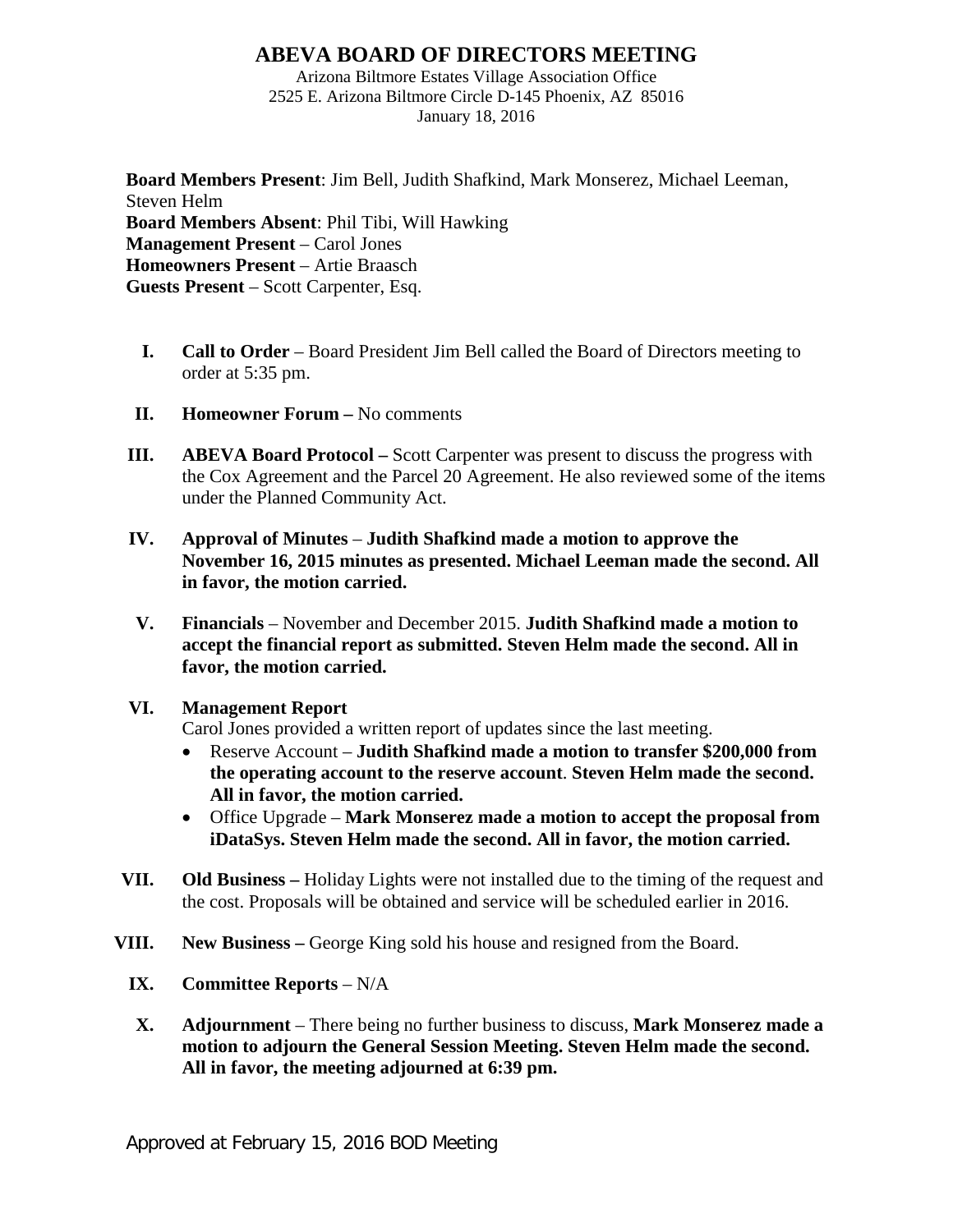# ABEVA BOARD OF DIRECTORS MEETING

Arizona Biltmore Estates Village Association Office
2525 E. Arizona Biltmore Circle D-145 Phoenix, AZ 85016
January 18, 2016

**Board Members Present**: Jim Bell, Judith Shafkind, Mark Monserez, Michael Leeman, Steven Helm
**Board Members Absent**: Phil Tibi, Will Hawking
**Management Present** – Carol Jones
**Homeowners Present** – Artie Braasch
**Guests Present** – Scott Carpenter, Esq.

I. **Call to Order** – Board President Jim Bell called the Board of Directors meeting to order at 5:35 pm.

II. **Homeowner Forum –** No comments

III. **ABEVA Board Protocol –** Scott Carpenter was present to discuss the progress with the Cox Agreement and the Parcel 20 Agreement. He also reviewed some of the items under the Planned Community Act.

IV. **Approval of Minutes** – **Judith Shafkind made a motion to approve the November 16, 2015 minutes as presented. Michael Leeman made the second. All in favor, the motion carried.**

V. **Financials** – November and December 2015. **Judith Shafkind made a motion to accept the financial report as submitted. Steven Helm made the second. All in favor, the motion carried.**

VI. **Management Report**
Carol Jones provided a written report of updates since the last meeting.
- Reserve Account – **Judith Shafkind made a motion to transfer $200,000 from the operating account to the reserve account**. **Steven Helm made the second. All in favor, the motion carried.**
- Office Upgrade – **Mark Monserez made a motion to accept the proposal from iDataSys. Steven Helm made the second. All in favor, the motion carried.**

VII. **Old Business –** Holiday Lights were not installed due to the timing of the request and the cost. Proposals will be obtained and service will be scheduled earlier in 2016.

VIII. **New Business –** George King sold his house and resigned from the Board.

IX. **Committee Reports** – N/A

X. **Adjournment** – There being no further business to discuss, **Mark Monserez made a motion to adjourn the General Session Meeting. Steven Helm made the second. All in favor, the meeting adjourned at 6:39 pm.**

Approved at February 15, 2016 BOD Meeting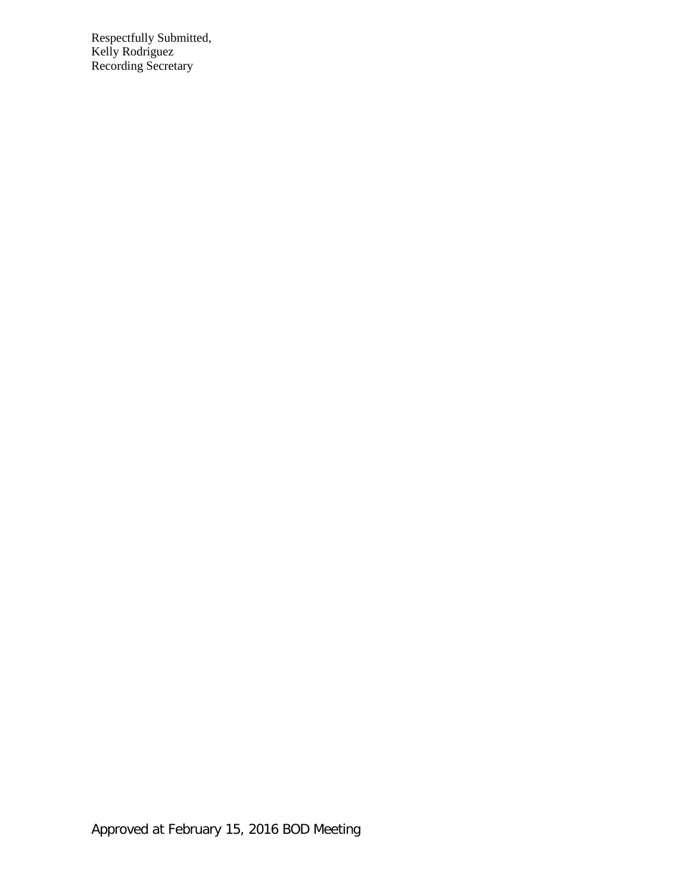Respectfully Submitted,
Kelly Rodriguez
Recording Secretary

Approved at February 15, 2016 BOD Meeting